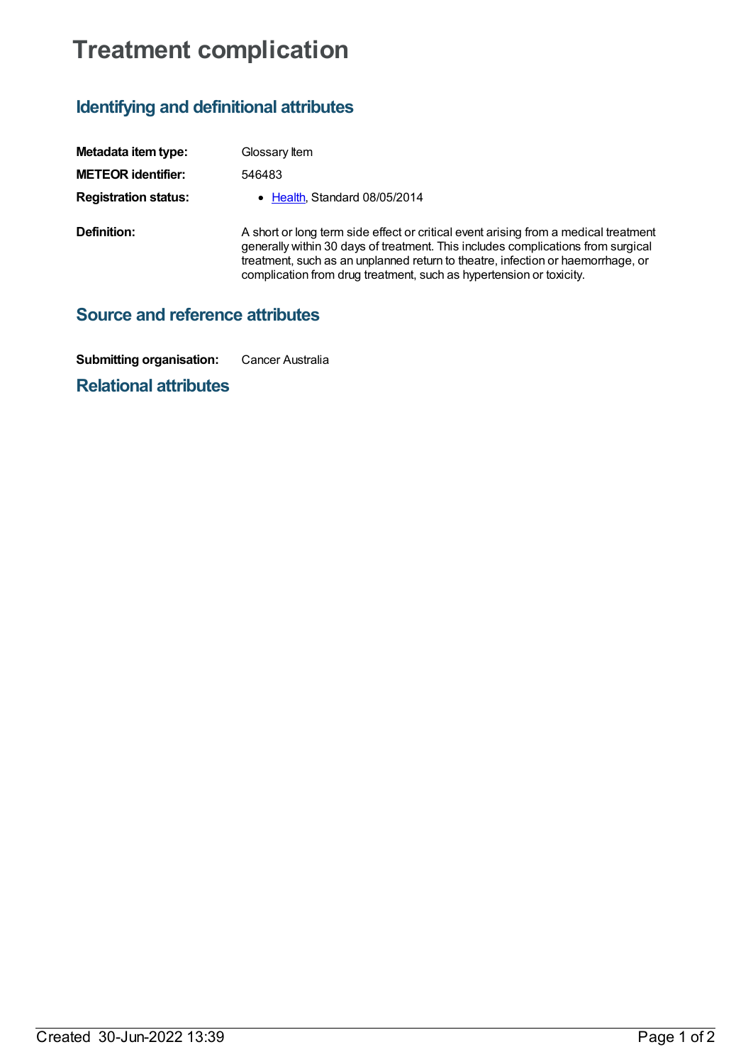# Treatment complication

## Identifying and definitional attributes

| | |
|---|---|
| **Metadata item type:** | Glossary Item |
| **METEOR identifier:** | 546483 |
| **Registration status:** | • Health, Standard 08/05/2014 |
| **Definition:** | A short or long term side effect or critical event arising from a medical treatment generally within 30 days of treatment. This includes complications from surgical treatment, such as an unplanned return to theatre, infection or haemorrhage, or complication from drug treatment, such as hypertension or toxicity. |

## Source and reference attributes

| | |
|---|---|
| **Submitting organisation:** | Cancer Australia |

## Relational attributes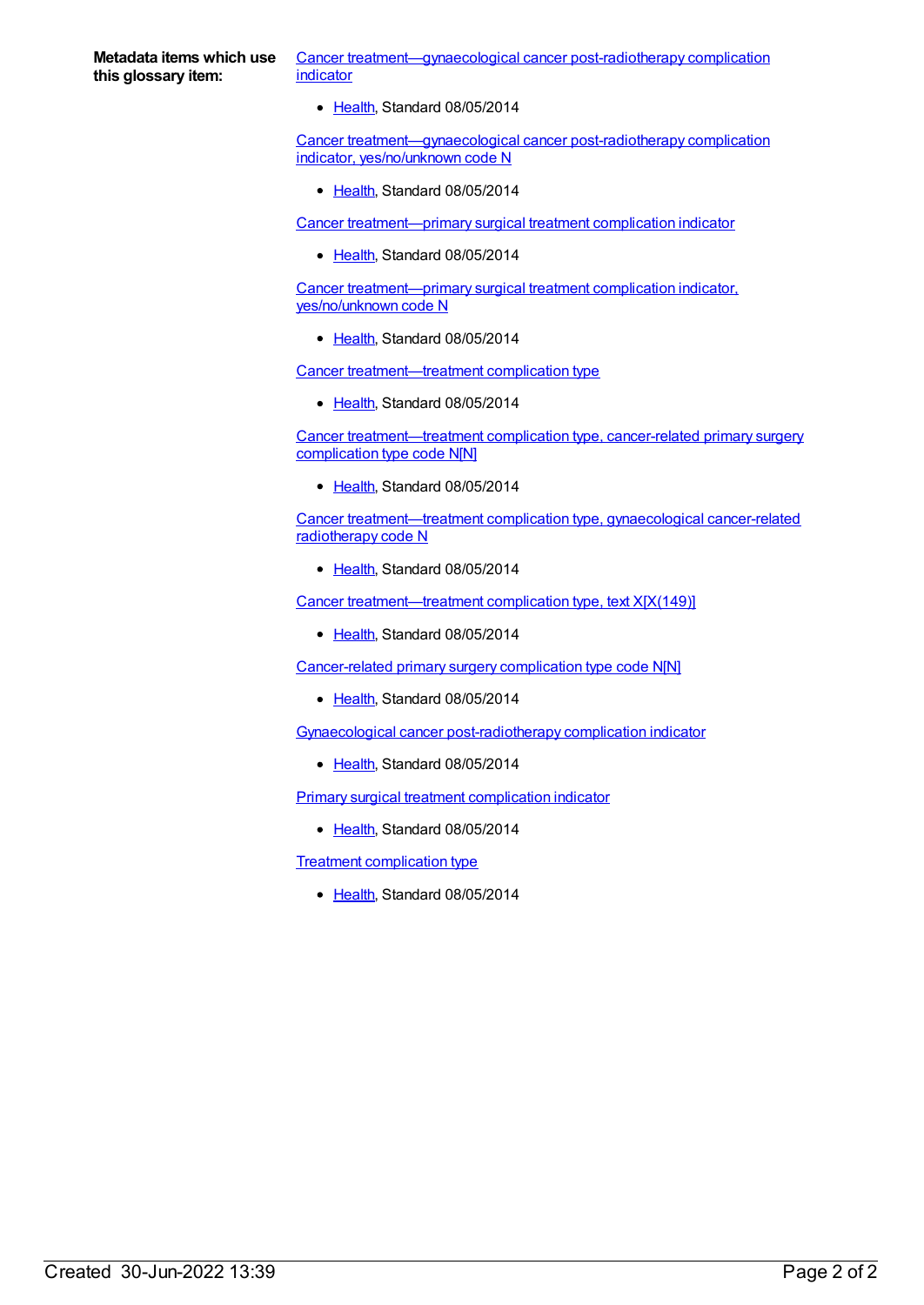**Metadata items which use this glossary item:**

Cancer treatment—gynaecological cancer post-radiotherapy complication indicator

- Health, Standard 08/05/2014

Cancer treatment—gynaecological cancer post-radiotherapy complication indicator, yes/no/unknown code N

- Health, Standard 08/05/2014

Cancer treatment—primary surgical treatment complication indicator

- Health, Standard 08/05/2014

Cancer treatment—primary surgical treatment complication indicator, yes/no/unknown code N

- Health, Standard 08/05/2014

Cancer treatment—treatment complication type

- Health, Standard 08/05/2014

Cancer treatment—treatment complication type, cancer-related primary surgery complication type code N[N]

- Health, Standard 08/05/2014

Cancer treatment—treatment complication type, gynaecological cancer-related radiotherapy code N

- Health, Standard 08/05/2014

Cancer treatment—treatment complication type, text X[X(149)]

- Health, Standard 08/05/2014

Cancer-related primary surgery complication type code N[N]

- Health, Standard 08/05/2014

Gynaecological cancer post-radiotherapy complication indicator

- Health, Standard 08/05/2014

Primary surgical treatment complication indicator

- Health, Standard 08/05/2014

Treatment complication type

- Health, Standard 08/05/2014